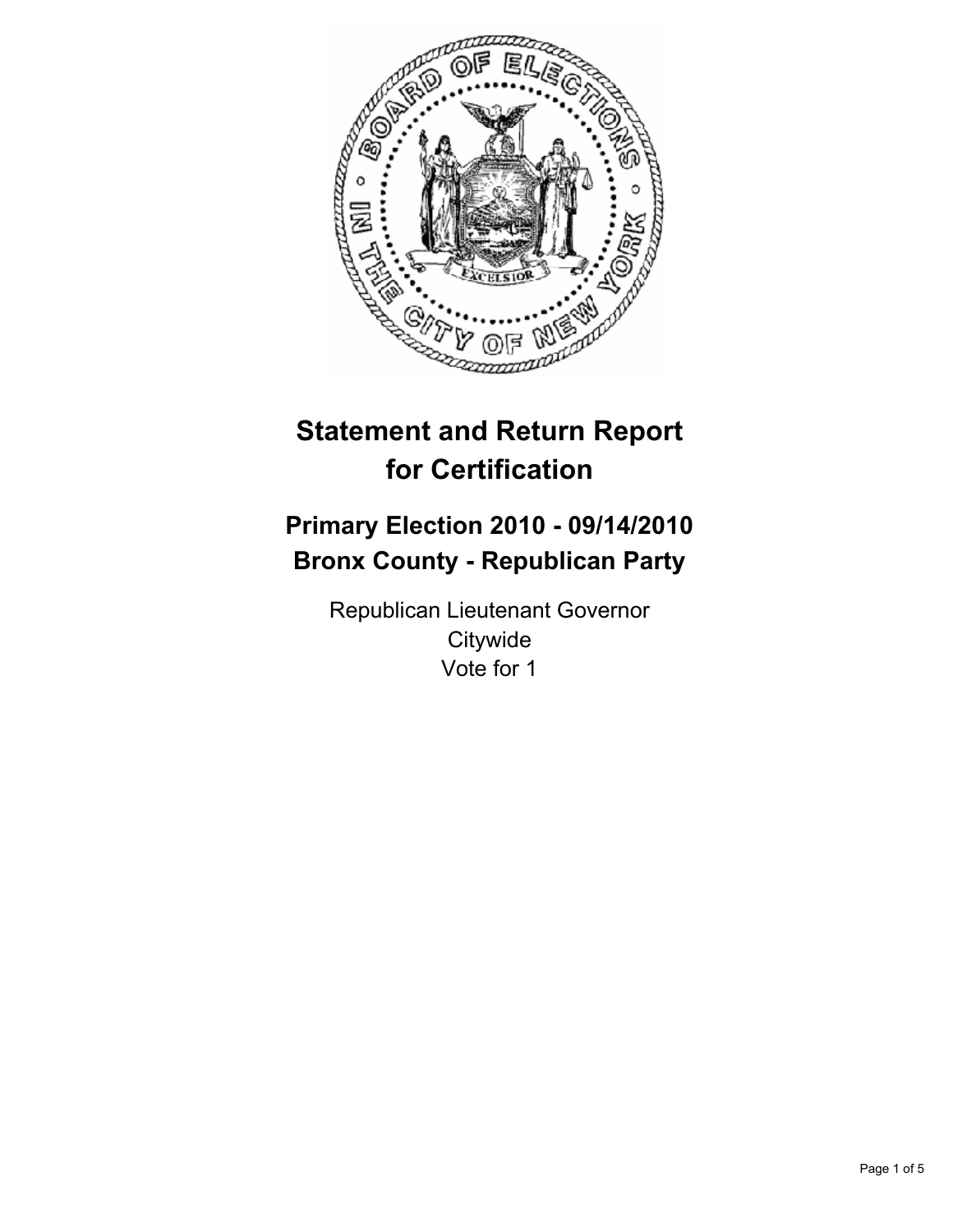# Statement and Return Report for Certification

## Primary Election 2010 - 09/14/2010
## Bronx County - Republican Party

Republican Lieutenant Governor
Citywide
Vote for 1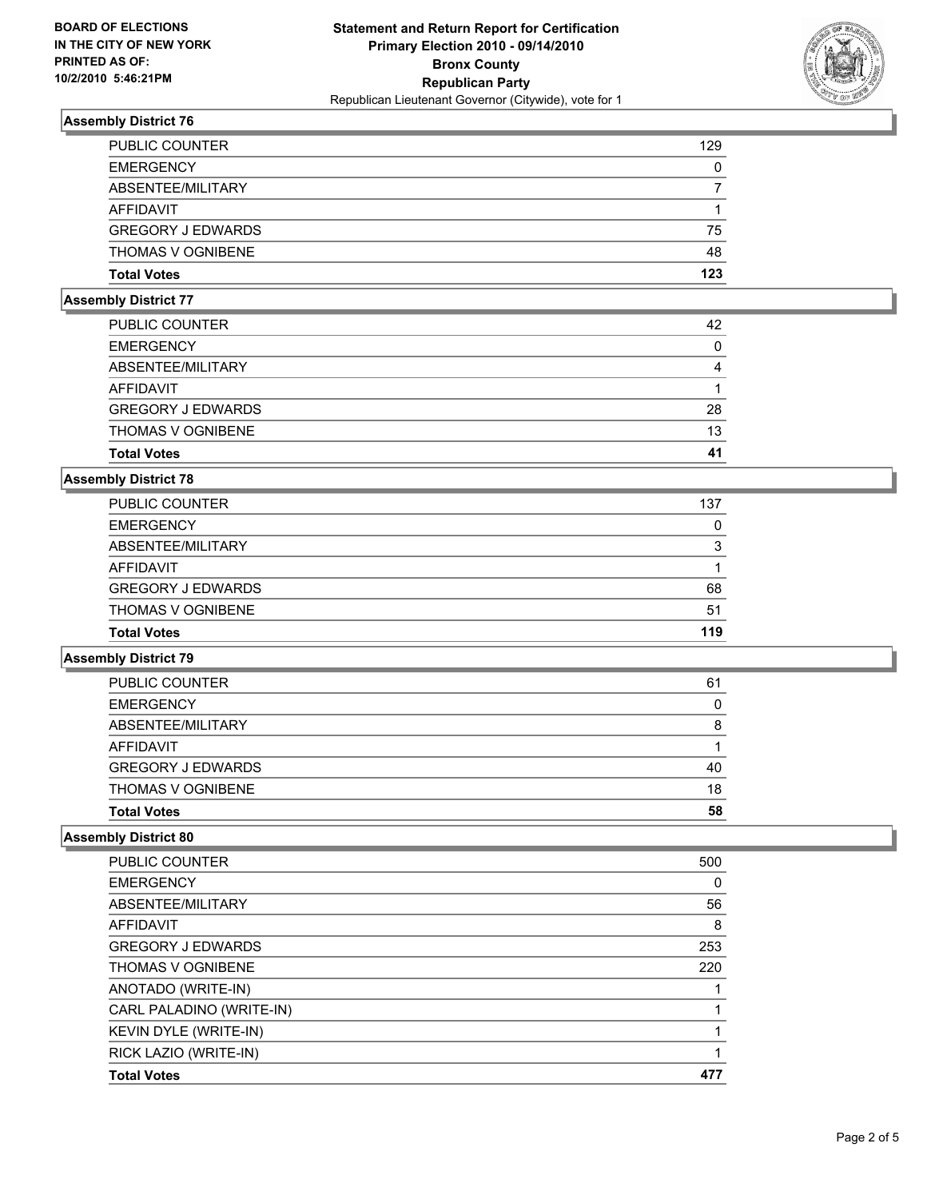**BOARD OF ELECTIONS IN THE CITY OF NEW YORK PRINTED AS OF: 10/2/2010 5:46:21PM**

**Statement and Return Report for Certification**
**Primary Election 2010 - 09/14/2010**
**Bronx County**
**Republican Party**
Republican Lieutenant Governor (Citywide), vote for 1

### Assembly District 76

| | |
|---|---|
| PUBLIC COUNTER | 129 |
| EMERGENCY | 0 |
| ABSENTEE/MILITARY | 7 |
| AFFIDAVIT | 1 |
| GREGORY J EDWARDS | 75 |
| THOMAS V OGNIBENE | 48 |
| **Total Votes** | **123** |

### Assembly District 77

| | |
|---|---|
| PUBLIC COUNTER | 42 |
| EMERGENCY | 0 |
| ABSENTEE/MILITARY | 4 |
| AFFIDAVIT | 1 |
| GREGORY J EDWARDS | 28 |
| THOMAS V OGNIBENE | 13 |
| **Total Votes** | **41** |

### Assembly District 78

| | |
|---|---|
| PUBLIC COUNTER | 137 |
| EMERGENCY | 0 |
| ABSENTEE/MILITARY | 3 |
| AFFIDAVIT | 1 |
| GREGORY J EDWARDS | 68 |
| THOMAS V OGNIBENE | 51 |
| **Total Votes** | **119** |

### Assembly District 79

| | |
|---|---|
| PUBLIC COUNTER | 61 |
| EMERGENCY | 0 |
| ABSENTEE/MILITARY | 8 |
| AFFIDAVIT | 1 |
| GREGORY J EDWARDS | 40 |
| THOMAS V OGNIBENE | 18 |
| **Total Votes** | **58** |

### Assembly District 80

| | |
|---|---|
| PUBLIC COUNTER | 500 |
| EMERGENCY | 0 |
| ABSENTEE/MILITARY | 56 |
| AFFIDAVIT | 8 |
| GREGORY J EDWARDS | 253 |
| THOMAS V OGNIBENE | 220 |
| ANOTADO (WRITE-IN) | 1 |
| CARL PALADINO (WRITE-IN) | 1 |
| KEVIN DYLE (WRITE-IN) | 1 |
| RICK LAZIO (WRITE-IN) | 1 |
| **Total Votes** | **477** |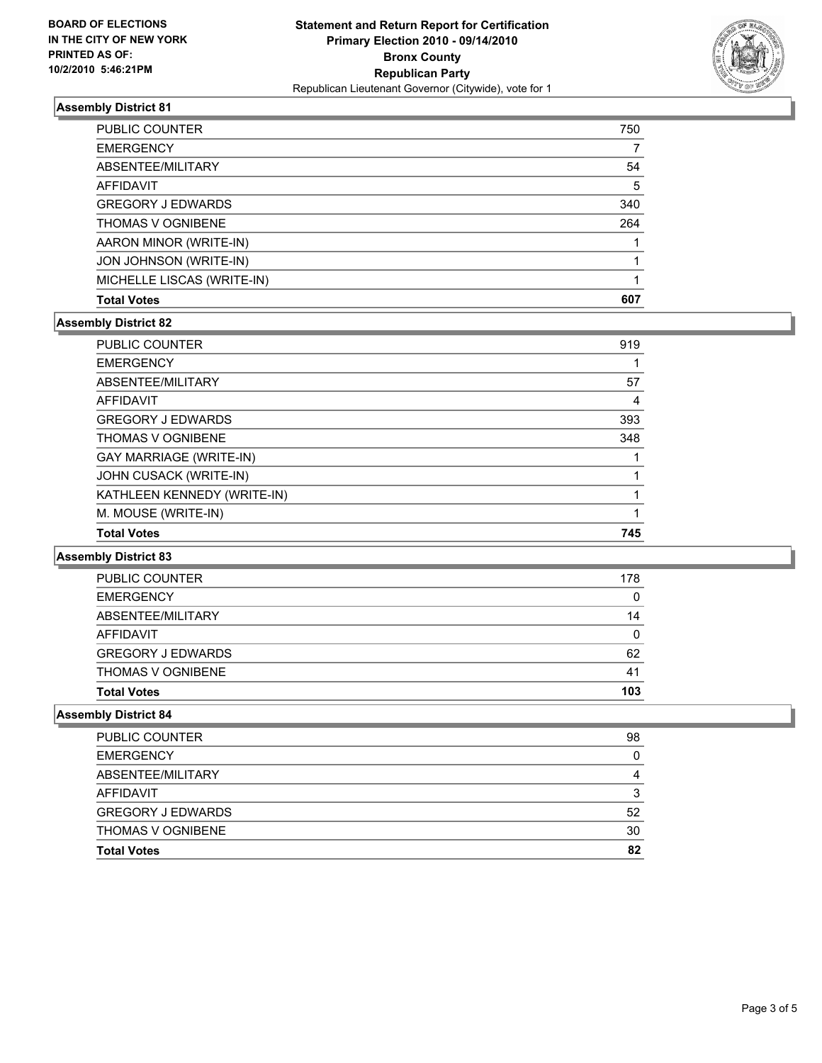**BOARD OF ELECTIONS IN THE CITY OF NEW YORK PRINTED AS OF: 10/2/2010 5:46:21PM**

# Statement and Return Report for Certification
## Primary Election 2010 - 09/14/2010
## Bronx County
## Republican Party
Republican Lieutenant Governor (Citywide), vote for 1

### Assembly District 81

| | |
|---|---|
| PUBLIC COUNTER | 750 |
| EMERGENCY | 7 |
| ABSENTEE/MILITARY | 54 |
| AFFIDAVIT | 5 |
| GREGORY J EDWARDS | 340 |
| THOMAS V OGNIBENE | 264 |
| AARON MINOR (WRITE-IN) | 1 |
| JON JOHNSON (WRITE-IN) | 1 |
| MICHELLE LISCAS (WRITE-IN) | 1 |
| **Total Votes** | **607** |

### Assembly District 82

| | |
|---|---|
| PUBLIC COUNTER | 919 |
| EMERGENCY | 1 |
| ABSENTEE/MILITARY | 57 |
| AFFIDAVIT | 4 |
| GREGORY J EDWARDS | 393 |
| THOMAS V OGNIBENE | 348 |
| GAY MARRIAGE (WRITE-IN) | 1 |
| JOHN CUSACK (WRITE-IN) | 1 |
| KATHLEEN KENNEDY (WRITE-IN) | 1 |
| M. MOUSE (WRITE-IN) | 1 |
| **Total Votes** | **745** |

### Assembly District 83

| | |
|---|---|
| PUBLIC COUNTER | 178 |
| EMERGENCY | 0 |
| ABSENTEE/MILITARY | 14 |
| AFFIDAVIT | 0 |
| GREGORY J EDWARDS | 62 |
| THOMAS V OGNIBENE | 41 |
| **Total Votes** | **103** |

### Assembly District 84

| | |
|---|---|
| PUBLIC COUNTER | 98 |
| EMERGENCY | 0 |
| ABSENTEE/MILITARY | 4 |
| AFFIDAVIT | 3 |
| GREGORY J EDWARDS | 52 |
| THOMAS V OGNIBENE | 30 |
| **Total Votes** | **82** |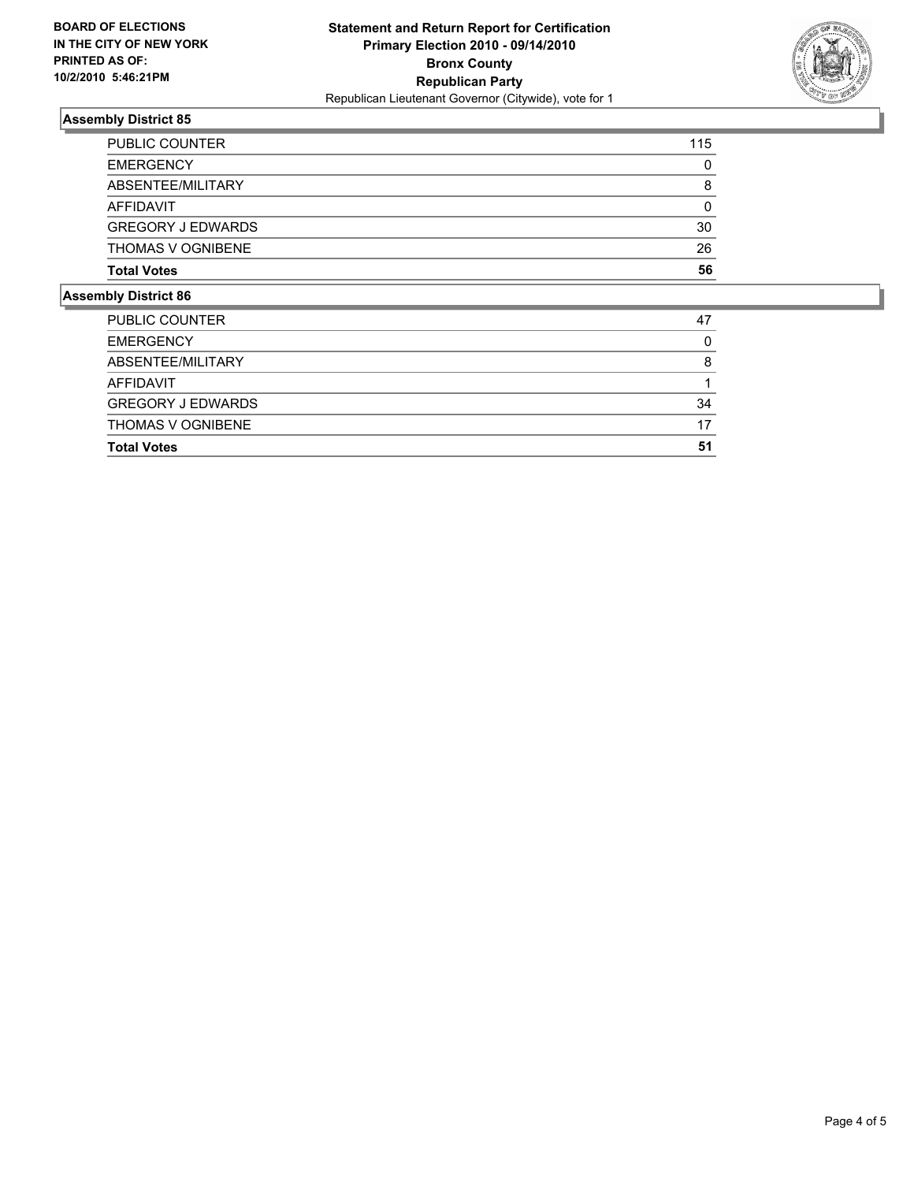**BOARD OF ELECTIONS IN THE CITY OF NEW YORK PRINTED AS OF: 10/2/2010 5:46:21PM**

**Statement and Return Report for Certification**
**Primary Election 2010 - 09/14/2010**
**Bronx County**
**Republican Party**
Republican Lieutenant Governor (Citywide), vote for 1

### Assembly District 85

| | |
|---|---|
| PUBLIC COUNTER | 115 |
| EMERGENCY | 0 |
| ABSENTEE/MILITARY | 8 |
| AFFIDAVIT | 0 |
| GREGORY J EDWARDS | 30 |
| THOMAS V OGNIBENE | 26 |
| **Total Votes** | **56** |

### Assembly District 86

| | |
|---|---|
| PUBLIC COUNTER | 47 |
| EMERGENCY | 0 |
| ABSENTEE/MILITARY | 8 |
| AFFIDAVIT | 1 |
| GREGORY J EDWARDS | 34 |
| THOMAS V OGNIBENE | 17 |
| **Total Votes** | **51** |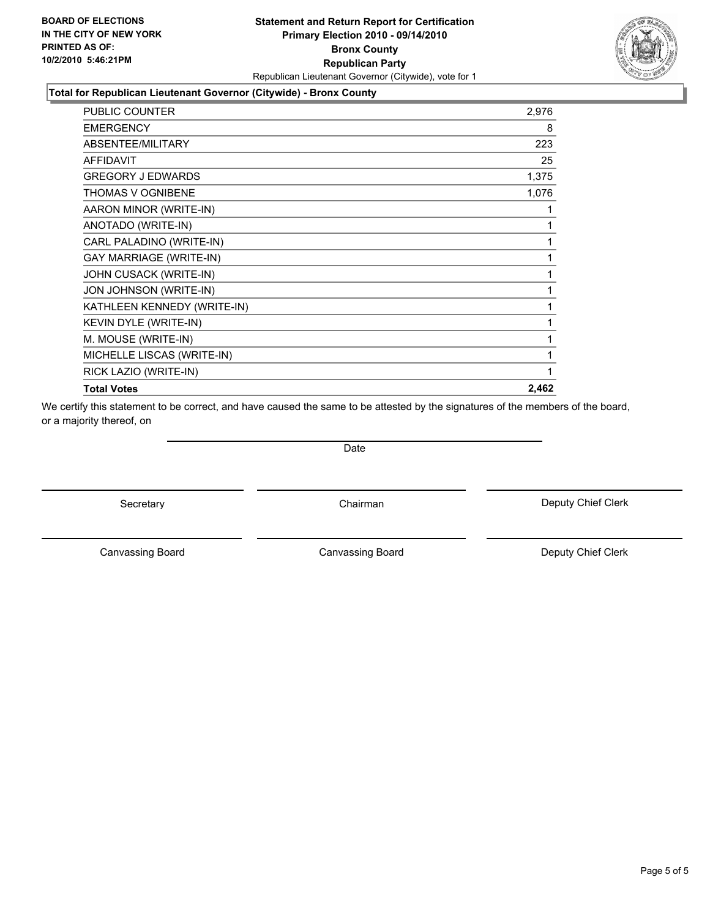**BOARD OF ELECTIONS IN THE CITY OF NEW YORK PRINTED AS OF: 10/2/2010 5:46:21PM**

**Statement and Return Report for Certification**
**Primary Election 2010 - 09/14/2010**
**Bronx County**
**Republican Party**
Republican Lieutenant Governor (Citywide), vote for 1

**Total for Republican Lieutenant Governor (Citywide) - Bronx County**

| | |
|---|---|
| PUBLIC COUNTER | 2,976 |
| EMERGENCY | 8 |
| ABSENTEE/MILITARY | 223 |
| AFFIDAVIT | 25 |
| GREGORY J EDWARDS | 1,375 |
| THOMAS V OGNIBENE | 1,076 |
| AARON MINOR (WRITE-IN) | 1 |
| ANOTADO (WRITE-IN) | 1 |
| CARL PALADINO (WRITE-IN) | 1 |
| GAY MARRIAGE (WRITE-IN) | 1 |
| JOHN CUSACK (WRITE-IN) | 1 |
| JON JOHNSON (WRITE-IN) | 1 |
| KATHLEEN KENNEDY (WRITE-IN) | 1 |
| KEVIN DYLE (WRITE-IN) | 1 |
| M. MOUSE (WRITE-IN) | 1 |
| MICHELLE LISCAS (WRITE-IN) | 1 |
| RICK LAZIO (WRITE-IN) | 1 |
| **Total Votes** | **2,462** |

We certify this statement to be correct, and have caused the same to be attested by the signatures of the members of the board, or a majority thereof, on

Date

Secretary | Chairman | Deputy Chief Clerk

Canvassing Board | Canvassing Board | Deputy Chief Clerk